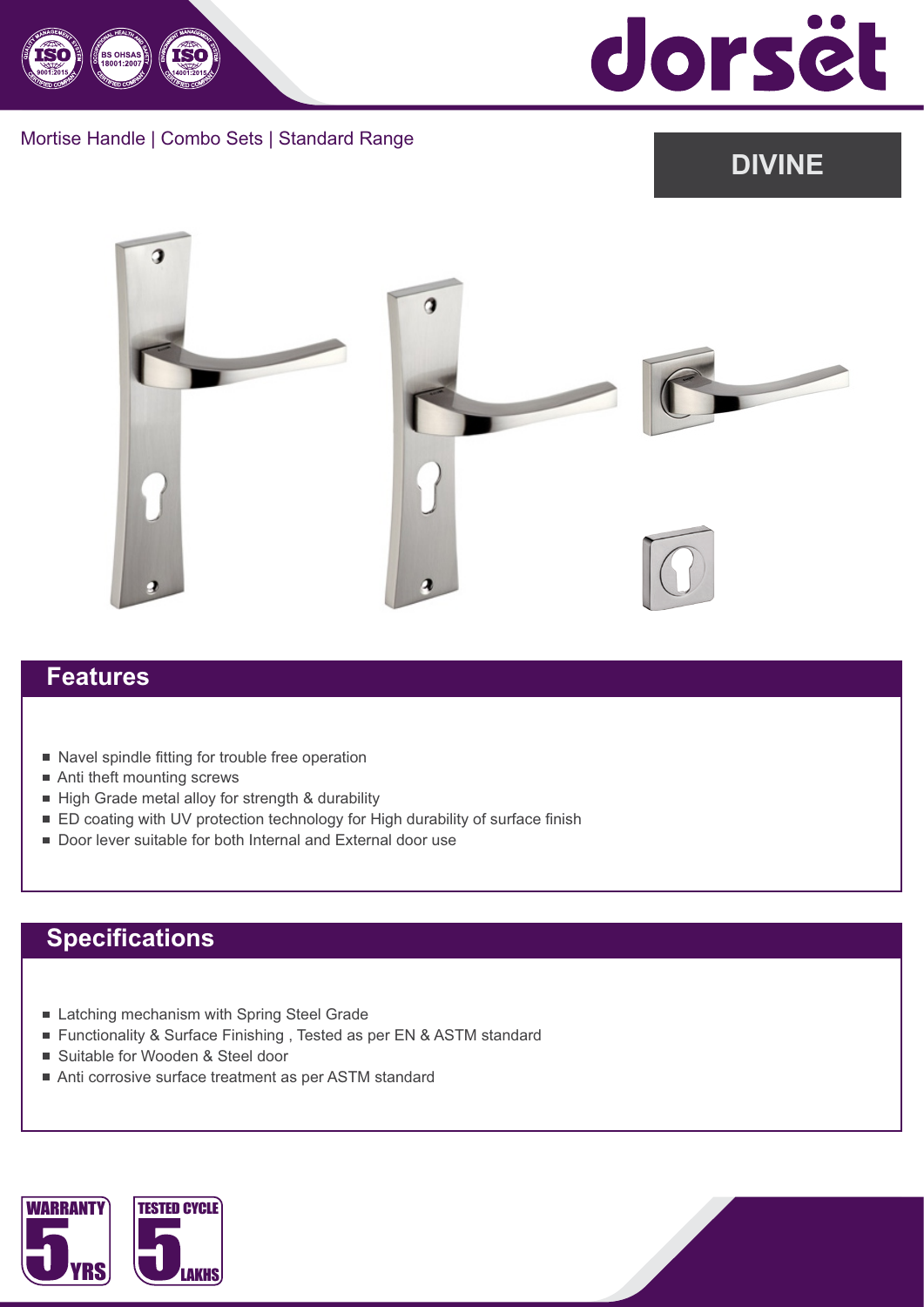# dorsët

Mortise Handle | Combo Sets | Standard Range

## DIVINE

## Features

- Navel spindle fitting for trouble free operation
- Anti theft mounting screws
- High Grade metal alloy for strength & durability
- ED coating with UV protection technology for High durability of surface finish
- Door lever suitable for both Internal and External door use

## Specifications

- Latching mechanism with Spring Steel Grade
- Functionality & Surface Finishing , Tested as per EN & ASTM standard
- Suitable for Wooden & Steel door
- Anti corrosive surface treatment as per ASTM standard

WARRANTY 5 YRS

TESTED CYCLE 5 LAKHS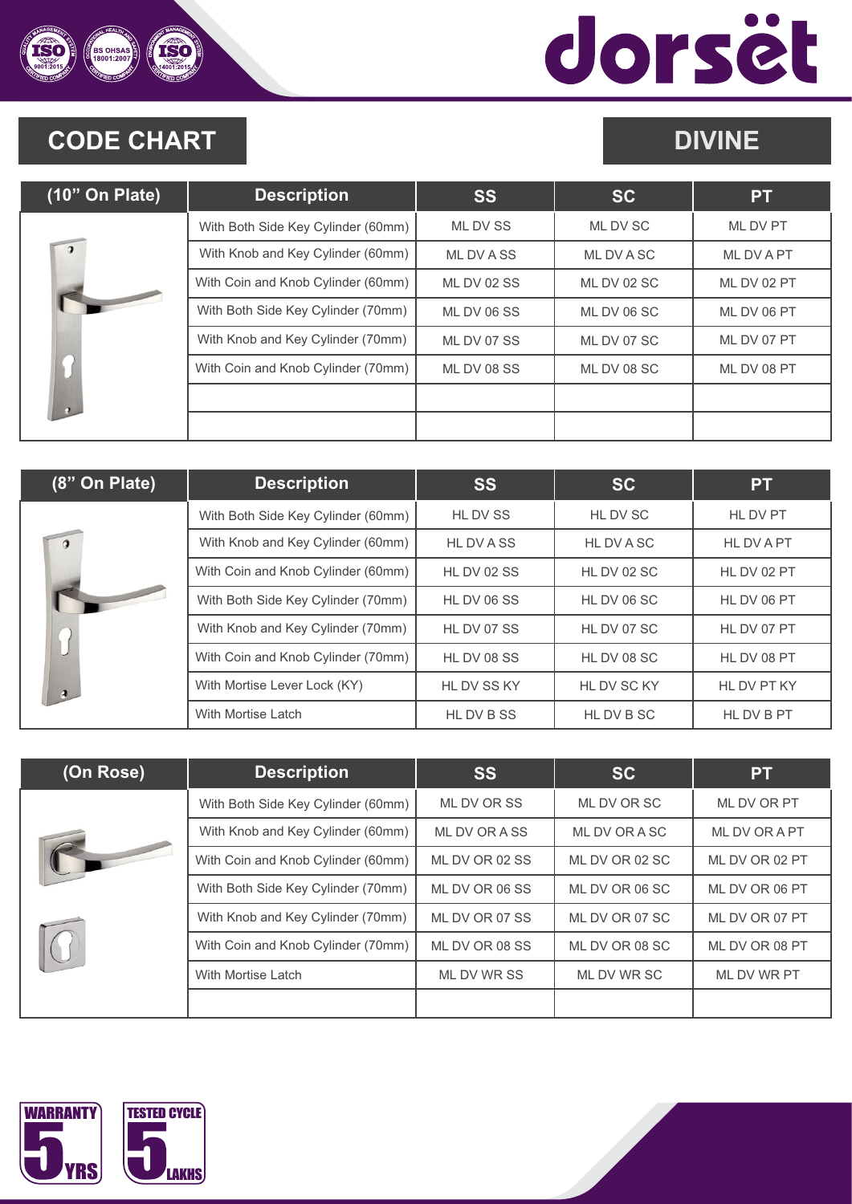dorsët

## CODE CHART

## DIVINE

| (10" On Plate) | Description | SS | SC | PT |
|---|---|---|---|---|
| | With Both Side Key Cylinder (60mm) | ML DV SS | ML DV SC | ML DV PT |
| | With Knob and Key Cylinder (60mm) | ML DV A SS | ML DV A SC | ML DV A PT |
| | With Coin and Knob Cylinder (60mm) | ML DV 02 SS | ML DV 02 SC | ML DV 02 PT |
| | With Both Side Key Cylinder (70mm) | ML DV 06 SS | ML DV 06 SC | ML DV 06 PT |
| | With Knob and Key Cylinder (70mm) | ML DV 07 SS | ML DV 07 SC | ML DV 07 PT |
| | With Coin and Knob Cylinder (70mm) | ML DV 08 SS | ML DV 08 SC | ML DV 08 PT |
| | | | | |
| | | | | |

| (8" On Plate) | Description | SS | SC | PT |
|---|---|---|---|---|
| | With Both Side Key Cylinder (60mm) | HL DV SS | HL DV SC | HL DV PT |
| | With Knob and Key Cylinder (60mm) | HL DV A SS | HL DV A SC | HL DV A PT |
| | With Coin and Knob Cylinder (60mm) | HL DV 02 SS | HL DV 02 SC | HL DV 02 PT |
| | With Both Side Key Cylinder (70mm) | HL DV 06 SS | HL DV 06 SC | HL DV 06 PT |
| | With Knob and Key Cylinder (70mm) | HL DV 07 SS | HL DV 07 SC | HL DV 07 PT |
| | With Coin and Knob Cylinder (70mm) | HL DV 08 SS | HL DV 08 SC | HL DV 08 PT |
| | With Mortise Lever Lock (KY) | HL DV SS KY | HL DV SC KY | HL DV PT KY |
| | With Mortise Latch | HL DV B SS | HL DV B SC | HL DV B PT |

| (On Rose) | Description | SS | SC | PT |
|---|---|---|---|---|
| | With Both Side Key Cylinder (60mm) | ML DV OR SS | ML DV OR SC | ML DV OR PT |
| | With Knob and Key Cylinder (60mm) | ML DV OR A SS | ML DV OR A SC | ML DV OR A PT |
| | With Coin and Knob Cylinder (60mm) | ML DV OR 02 SS | ML DV OR 02 SC | ML DV OR 02 PT |
| | With Both Side Key Cylinder (70mm) | ML DV OR 06 SS | ML DV OR 06 SC | ML DV OR 06 PT |
| | With Knob and Key Cylinder (70mm) | ML DV OR 07 SS | ML DV OR 07 SC | ML DV OR 07 PT |
| | With Coin and Knob Cylinder (70mm) | ML DV OR 08 SS | ML DV OR 08 SC | ML DV OR 08 PT |
| | With Mortise Latch | ML DV WR SS | ML DV WR SC | ML DV WR PT |
| | | | | |

WARRANTY 5 YRS

TESTED CYCLE 5 LAKHS